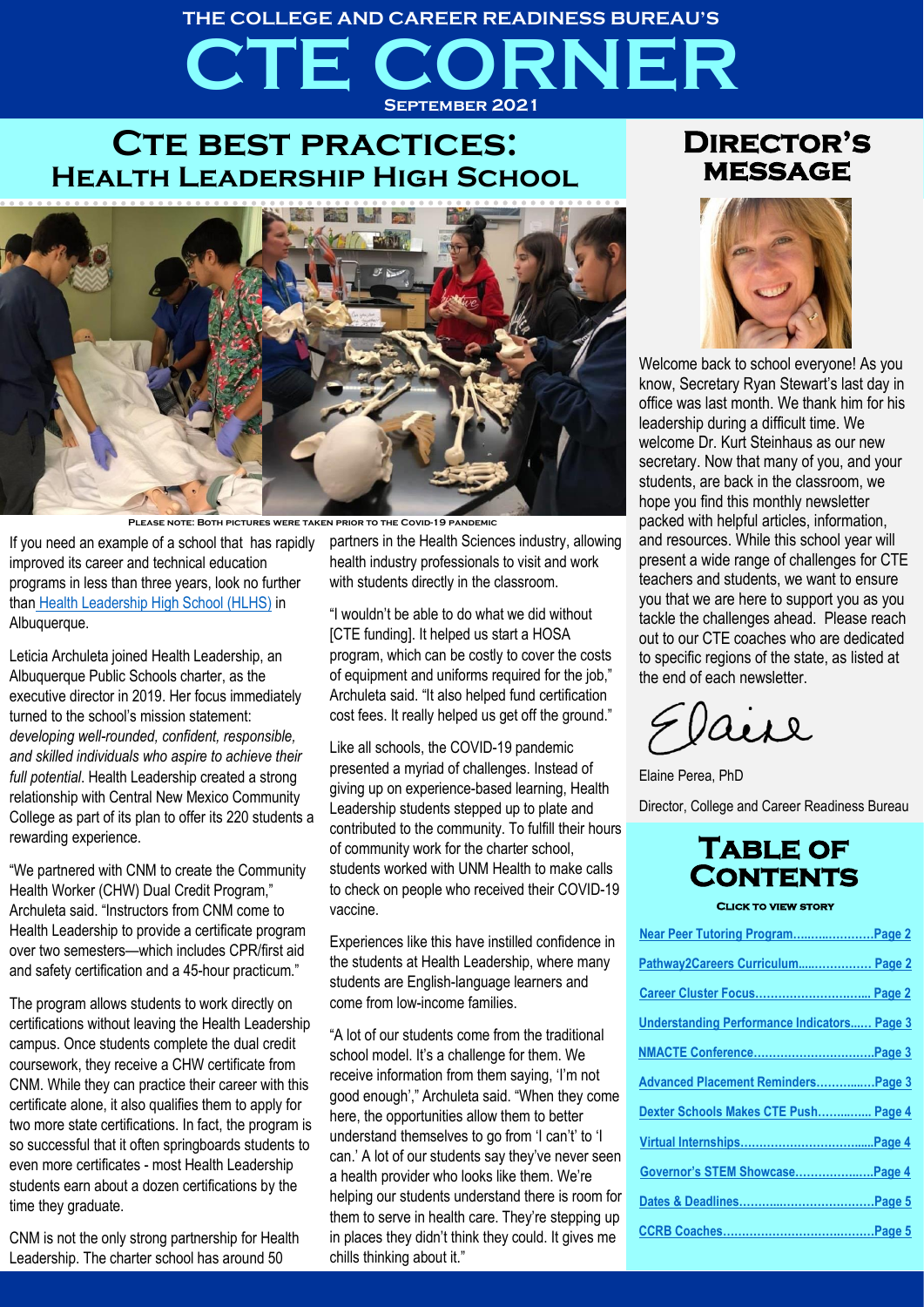THE COLLEGE AND CAREER READINESS BUREAU'S

# CTE CORNER

September 2021

## CTE best practices: Health Leadership High School

Please note: Both pictures were taken prior to the Covid-19 pandemic

If you need an example of a school that has rapidly improved its career and technical education programs in less than three years, look no further than Health Leadership High School (HLHS) in Albuquerque.

Leticia Archuleta joined Health Leadership, an Albuquerque Public Schools charter, as the executive director in 2019. Her focus immediately turned to the school's mission statement: *developing well-rounded, confident, responsible, and skilled individuals who aspire to achieve their full potential*. Health Leadership created a strong relationship with Central New Mexico Community College as part of its plan to offer its 220 students a rewarding experience.

"We partnered with CNM to create the Community Health Worker (CHW) Dual Credit Program," Archuleta said. "Instructors from CNM come to Health Leadership to provide a certificate program over two semesters—which includes CPR/first aid and safety certification and a 45-hour practicum."

The program allows students to work directly on certifications without leaving the Health Leadership campus. Once students complete the dual credit coursework, they receive a CHW certificate from CNM. While they can practice their career with this certificate alone, it also qualifies them to apply for two more state certifications. In fact, the program is so successful that it often springboards students to even more certificates - most Health Leadership students earn about a dozen certifications by the time they graduate.

CNM is not the only strong partnership for Health Leadership. The charter school has around 50 partners in the Health Sciences industry, allowing health industry professionals to visit and work with students directly in the classroom.

"I wouldn't be able to do what we did without [CTE funding]. It helped us start a HOSA program, which can be costly to cover the costs of equipment and uniforms required for the job," Archuleta said. "It also helped fund certification cost fees. It really helped us get off the ground."

Like all schools, the COVID-19 pandemic presented a myriad of challenges. Instead of giving up on experience-based learning, Health Leadership students stepped up to plate and contributed to the community. To fulfill their hours of community work for the charter school, students worked with UNM Health to make calls to check on people who received their COVID-19 vaccine.

Experiences like this have instilled confidence in the students at Health Leadership, where many students are English-language learners and come from low-income families.

"A lot of our students come from the traditional school model. It's a challenge for them. We receive information from them saying, 'I'm not good enough'," Archuleta said. "When they come here, the opportunities allow them to better understand themselves to go from 'I can't' to 'I can.' A lot of our students say they've never seen a health provider who looks like them. We're helping our students understand there is room for them to serve in health care. They're stepping up in places they didn't think they could. It gives me chills thinking about it."

## Director's message

Welcome back to school everyone! As you know, Secretary Ryan Stewart's last day in office was last month. We thank him for his leadership during a difficult time. We welcome Dr. Kurt Steinhaus as our new secretary. Now that many of you, and your students, are back in the classroom, we hope you find this monthly newsletter packed with helpful articles, information, and resources. While this school year will present a wide range of challenges for CTE teachers and students, we want to ensure you that we are here to support you as you tackle the challenges ahead. Please reach out to our CTE coaches who are dedicated to specific regions of the state, as listed at the end of each newsletter.

Elaine

Elaine Perea, PhD

Director, College and Career Readiness Bureau

## Table of Contents

Click to view story

- Near Peer Tutoring Program........................Page 2
- Pathway2Careers Curriculum...................... Page 2
- Career Cluster Focus................................ Page 2
- Understanding Performance Indicators...... Page 3
- NMACTE Conference................................Page 3
- Advanced Placement Reminders.................Page 3
- Dexter Schools Makes CTE Push................ Page 4
- Virtual Internships......................................Page 4
- Governor's STEM Showcase.........................Page 4
- Dates & Deadlines.......................................Page 5
- CCRB Coaches..............................................Page 5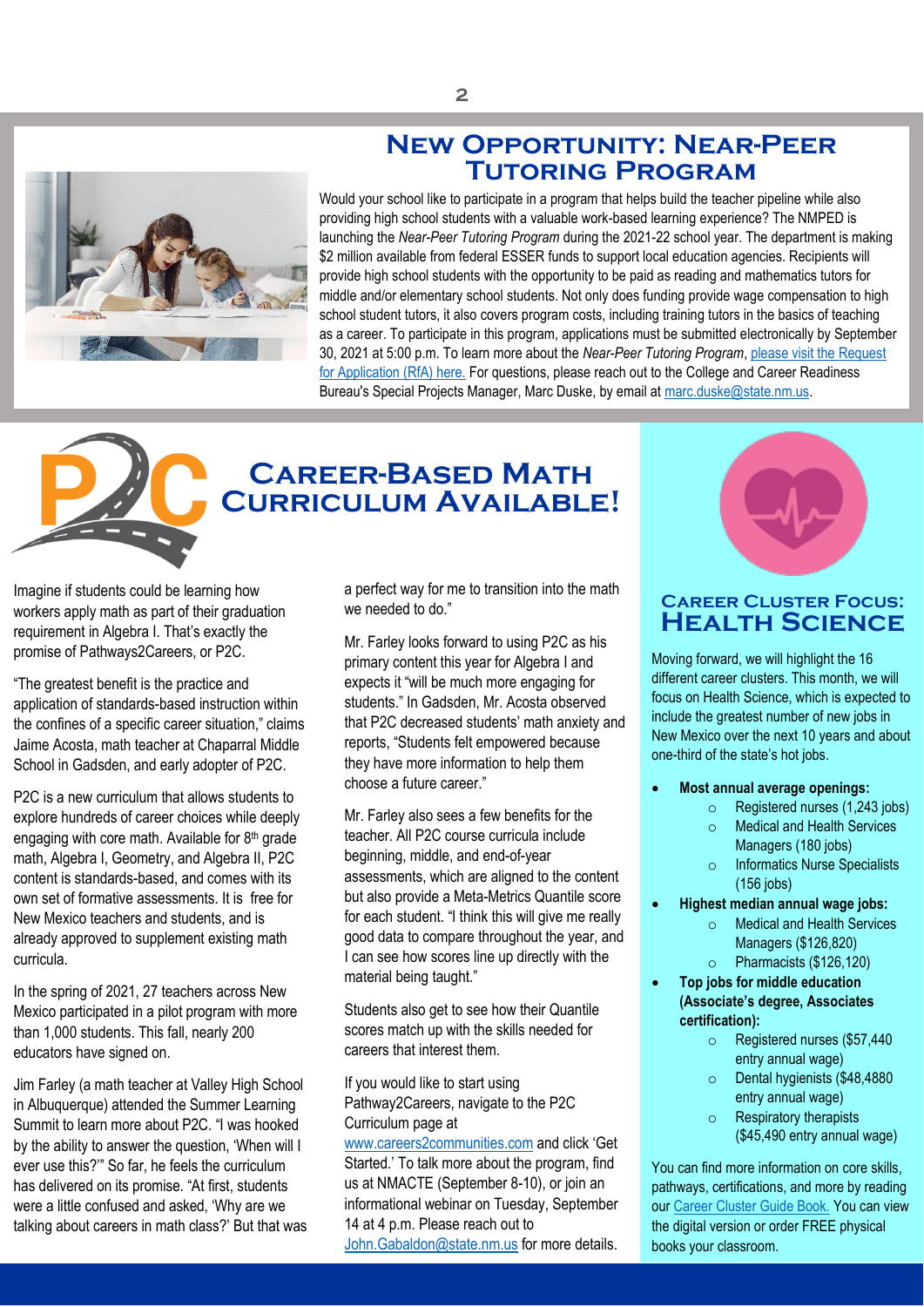# New Opportunity: Near-Peer Tutoring Program

Would your school like to participate in a program that helps build the teacher pipeline while also providing high school students with a valuable work-based learning experience? The NMPED is launching the *Near-Peer Tutoring Program* during the 2021-22 school year. The department is making $2 million available from federal ESSER funds to support local education agencies. Recipients will provide high school students with the opportunity to be paid as reading and mathematics tutors for middle and/or elementary school students. Not only does funding provide wage compensation to high school student tutors, it also covers program costs, including training tutors in the basics of teaching as a career. To participate in this program, applications must be submitted electronically by September 30, 2021 at 5:00 p.m. To learn more about the *Near-Peer Tutoring Program*, please visit the Request for Application (RfA) here. For questions, please reach out to the College and Career Readiness Bureau's Special Projects Manager, Marc Duske, by email at marc.duske@state.nm.us.

# Career-Based Math Curriculum Available!

Imagine if students could be learning how workers apply math as part of their graduation requirement in Algebra I. That's exactly the promise of Pathways2Careers, or P2C.

"The greatest benefit is the practice and application of standards-based instruction within the confines of a specific career situation," claims Jaime Acosta, math teacher at Chaparral Middle School in Gadsden, and early adopter of P2C.

P2C is a new curriculum that allows students to explore hundreds of career choices while deeply engaging with core math. Available for 8th grade math, Algebra I, Geometry, and Algebra II, P2C content is standards-based, and comes with its own set of formative assessments. It is free for New Mexico teachers and students, and is already approved to supplement existing math curricula.

In the spring of 2021, 27 teachers across New Mexico participated in a pilot program with more than 1,000 students. This fall, nearly 200 educators have signed on.

Jim Farley (a math teacher at Valley High School in Albuquerque) attended the Summer Learning Summit to learn more about P2C. "I was hooked by the ability to answer the question, 'When will I ever use this?'" So far, he feels the curriculum has delivered on its promise. "At first, students were a little confused and asked, 'Why are we talking about careers in math class?' But that was a perfect way for me to transition into the math we needed to do."

Mr. Farley looks forward to using P2C as his primary content this year for Algebra I and expects it "will be much more engaging for students." In Gadsden, Mr. Acosta observed that P2C decreased students' math anxiety and reports, "Students felt empowered because they have more information to help them choose a future career."

Mr. Farley also sees a few benefits for the teacher. All P2C course curricula include beginning, middle, and end-of-year assessments, which are aligned to the content but also provide a Meta-Metrics Quantile score for each student. "I think this will give me really good data to compare throughout the year, and I can see how scores line up directly with the material being taught."

Students also get to see how their Quantile scores match up with the skills needed for careers that interest them.

If you would like to start using Pathway2Careers, navigate to the P2C Curriculum page at www.careers2communities.com and click 'Get Started.' To talk more about the program, find us at NMACTE (September 8-10), or join an informational webinar on Tuesday, September 14 at 4 p.m. Please reach out to John.Gabaldon@state.nm.us for more details.

## Career Cluster Focus: Health Science

Moving forward, we will highlight the 16 different career clusters. This month, we will focus on Health Science, which is expected to include the greatest number of new jobs in New Mexico over the next 10 years and about one-third of the state's hot jobs.

- **Most annual average openings:**
  - Registered nurses (1,243 jobs)
  - Medical and Health Services Managers (180 jobs)
  - Informatics Nurse Specialists (156 jobs)
- **Highest median annual wage jobs:**
  - Medical and Health Services Managers ($126,820)
  - Pharmacists ($126,120)
- **Top jobs for middle education (Associate's degree, Associates certification):**
  - Registered nurses ($57,440 entry annual wage)
  - Dental hygienists ($48,4880 entry annual wage)
  - Respiratory therapists ($45,490 entry annual wage)

You can find more information on core skills, pathways, certifications, and more by reading our Career Cluster Guide Book. You can view the digital version or order FREE physical books your classroom.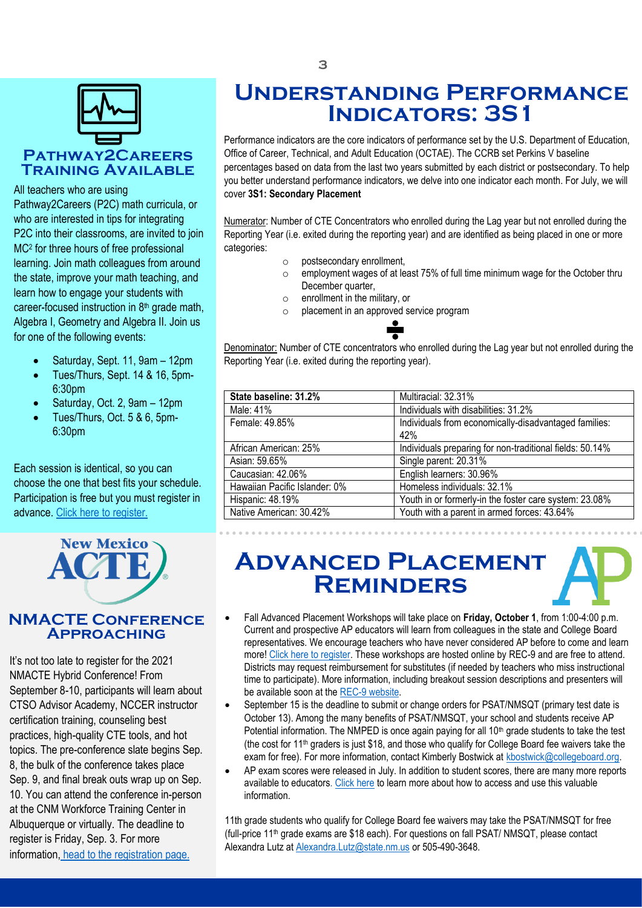## Pathway2Careers Training Available

All teachers who are using Pathway2Careers (P2C) math curricula, or who are interested in tips for integrating P2C into their classrooms, are invited to join MC² for three hours of free professional learning. Join math colleagues from around the state, improve your math teaching, and learn how to engage your students with career-focused instruction in 8th grade math, Algebra I, Geometry and Algebra II. Join us for one of the following events:

- Saturday, Sept. 11, 9am – 12pm
- Tues/Thurs, Sept. 14 & 16, 5pm-6:30pm
- Saturday, Oct. 2, 9am – 12pm
- Tues/Thurs, Oct. 5 & 6, 5pm-6:30pm

Each session is identical, so you can choose the one that best fits your schedule. Participation is free but you must register in advance. Click here to register.

## NMACTE Conference Approaching

It's not too late to register for the 2021 NMACTE Hybrid Conference! From September 8-10, participants will learn about CTSO Advisor Academy, NCCER instructor certification training, counseling best practices, high-quality CTE tools, and hot topics. The pre-conference slate begins Sep. 8, the bulk of the conference takes place Sep. 9, and final break outs wrap up on Sep. 10. You can attend the conference in-person at the CNM Workforce Training Center in Albuquerque or virtually. The deadline to register is Friday, Sep. 3. For more information, head to the registration page.

# Understanding Performance Indicators: 3S1

Performance indicators are the core indicators of performance set by the U.S. Department of Education, Office of Career, Technical, and Adult Education (OCTAE). The CCRB set Perkins V baseline percentages based on data from the last two years submitted by each district or postsecondary. To help you better understand performance indicators, we delve into one indicator each month. For July, we will cover **3S1: Secondary Placement**

Numerator: Number of CTE Concentrators who enrolled during the Lag year but not enrolled during the Reporting Year (i.e. exited during the reporting year) and are identified as being placed in one or more categories:

- postsecondary enrollment,
- employment wages of at least 75% of full time minimum wage for the October thru December quarter,
- enrollment in the military, or
- placement in an approved service program

÷

Denominator: Number of CTE concentrators who enrolled during the Lag year but not enrolled during the Reporting Year (i.e. exited during the reporting year).

| **State baseline: 31.2%** | Multiracial: 32.31% |
|---|---|
| Male: 41% | Individuals with disabilities: 31.2% |
| Female: 49.85% | Individuals from economically-disadvantaged families: 42% |
| African American: 25% | Individuals preparing for non-traditional fields: 50.14% |
| Asian: 59.65% | Single parent: 20.31% |
| Caucasian: 42.06% | English learners: 30.96% |
| Hawaiian Pacific Islander: 0% | Homeless individuals: 32.1% |
| Hispanic: 48.19% | Youth in or formerly-in the foster care system: 23.08% |
| Native American: 30.42% | Youth with a parent in armed forces: 43.64% |

# Advanced Placement Reminders

- Fall Advanced Placement Workshops will take place on **Friday, October 1**, from 1:00-4:00 p.m. Current and prospective AP educators will learn from colleagues in the state and College Board representatives. We encourage teachers who have never considered AP before to come and learn more! Click here to register. These workshops are hosted online by REC-9 and are free to attend. Districts may request reimbursement for substitutes (if needed by teachers who miss instructional time to participate). More information, including breakout session descriptions and presenters will be available soon at the REC-9 website.
- September 15 is the deadline to submit or change orders for PSAT/NMSQT (primary test date is October 13). Among the many benefits of PSAT/NMSQT, your school and students receive AP Potential information. The NMPED is once again paying for all 10th grade students to take the test (the cost for 11th graders is just $18, and those who qualify for College Board fee waivers take the exam for free). For more information, contact Kimberly Bostwick at kbostwick@collegeboard.org.
- AP exam scores were released in July. In addition to student scores, there are many more reports available to educators. Click here to learn more about how to access and use this valuable information.

11th grade students who qualify for College Board fee waivers may take the PSAT/NMSQT for free (full-price 11th grade exams are $18 each). For questions on fall PSAT/ NMSQT, please contact Alexandra Lutz at Alexandra.Lutz@state.nm.us or 505-490-3648.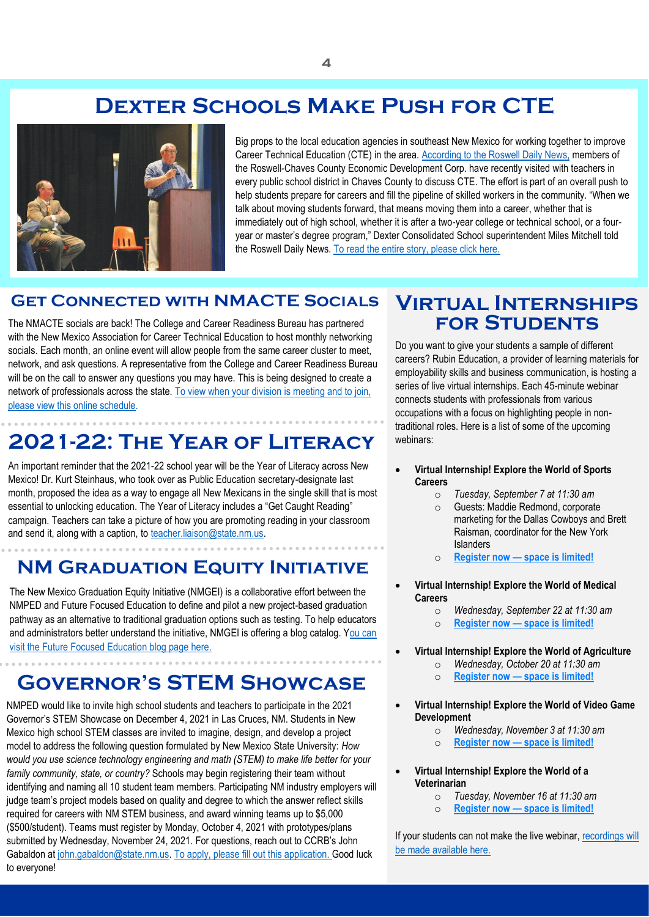# Dexter Schools Make Push for CTE

Big props to the local education agencies in southeast New Mexico for working together to improve Career Technical Education (CTE) in the area. According to the Roswell Daily News, members of the Roswell-Chaves County Economic Development Corp. have recently visited with teachers in every public school district in Chaves County to discuss CTE. The effort is part of an overall push to help students prepare for careers and fill the pipeline of skilled workers in the community. "When we talk about moving students forward, that means moving them into a career, whether that is immediately out of high school, whether it is after a two-year college or technical school, or a four-year or master's degree program," Dexter Consolidated School superintendent Miles Mitchell told the Roswell Daily News. To read the entire story, please click here.

## Get Connected with NMACTE Socials

The NMACTE socials are back! The College and Career Readiness Bureau has partnered with the New Mexico Association for Career Technical Education to host monthly networking socials. Each month, an online event will allow people from the same career cluster to meet, network, and ask questions. A representative from the College and Career Readiness Bureau will be on the call to answer any questions you may have. This is being designed to create a network of professionals across the state. To view when your division is meeting and to join, please view this online schedule.

## 2021-22: The Year of Literacy

An important reminder that the 2021-22 school year will be the Year of Literacy across New Mexico! Dr. Kurt Steinhaus, who took over as Public Education secretary-designate last month, proposed the idea as a way to engage all New Mexicans in the single skill that is most essential to unlocking education. The Year of Literacy includes a "Get Caught Reading" campaign. Teachers can take a picture of how you are promoting reading in your classroom and send it, along with a caption, to teacher.liaison@state.nm.us.

## NM Graduation Equity Initiative

The New Mexico Graduation Equity Initiative (NMGEI) is a collaborative effort between the NMPED and Future Focused Education to define and pilot a new project-based graduation pathway as an alternative to traditional graduation options such as testing. To help educators and administrators better understand the initiative, NMGEI is offering a blog catalog. You can visit the Future Focused Education blog page here.

## Governor's STEM Showcase

NMPED would like to invite high school students and teachers to participate in the 2021 Governor's STEM Showcase on December 4, 2021 in Las Cruces, NM. Students in New Mexico high school STEM classes are invited to imagine, design, and develop a project model to address the following question formulated by New Mexico State University: *How would you use science technology engineering and math (STEM) to make life better for your family community, state, or country?* Schools may begin registering their team without identifying and naming all 10 student team members. Participating NM industry employers will judge team's project models based on quality and degree to which the answer reflect skills required for careers with NM STEM business, and award winning teams up to $5,000 ($500/student). Teams must register by Monday, October 4, 2021 with prototypes/plans submitted by Wednesday, November 24, 2021. For questions, reach out to CCRB's John Gabaldon at john.gabaldon@state.nm.us. To apply, please fill out this application. Good luck to everyone!

## Virtual Internships for Students

Do you want to give your students a sample of different careers? Rubin Education, a provider of learning materials for employability skills and business communication, is hosting a series of live virtual internships. Each 45-minute webinar connects students with professionals from various occupations with a focus on highlighting people in non-traditional roles. Here is a list of some of the upcoming webinars:

- **Virtual Internship! Explore the World of Sports Careers**
  - *Tuesday, September 7 at 11:30 am*
  - Guests: Maddie Redmond, corporate marketing for the Dallas Cowboys and Brett Raisman, coordinator for the New York Islanders
  - **Register now — space is limited!**
- **Virtual Internship! Explore the World of Medical Careers**
  - *Wednesday, September 22 at 11:30 am*
  - **Register now — space is limited!**
- **Virtual Internship! Explore the World of Agriculture**
  - *Wednesday, October 20 at 11:30 am*
  - **Register now — space is limited!**
- **Virtual Internship! Explore the World of Video Game Development**
  - *Wednesday, November 3 at 11:30 am*
  - **Register now — space is limited!**
- **Virtual Internship! Explore the World of a Veterinarian**
  - *Tuesday, November 16 at 11:30 am*
  - **Register now — space is limited!**

If your students can not make the live webinar, recordings will be made available here.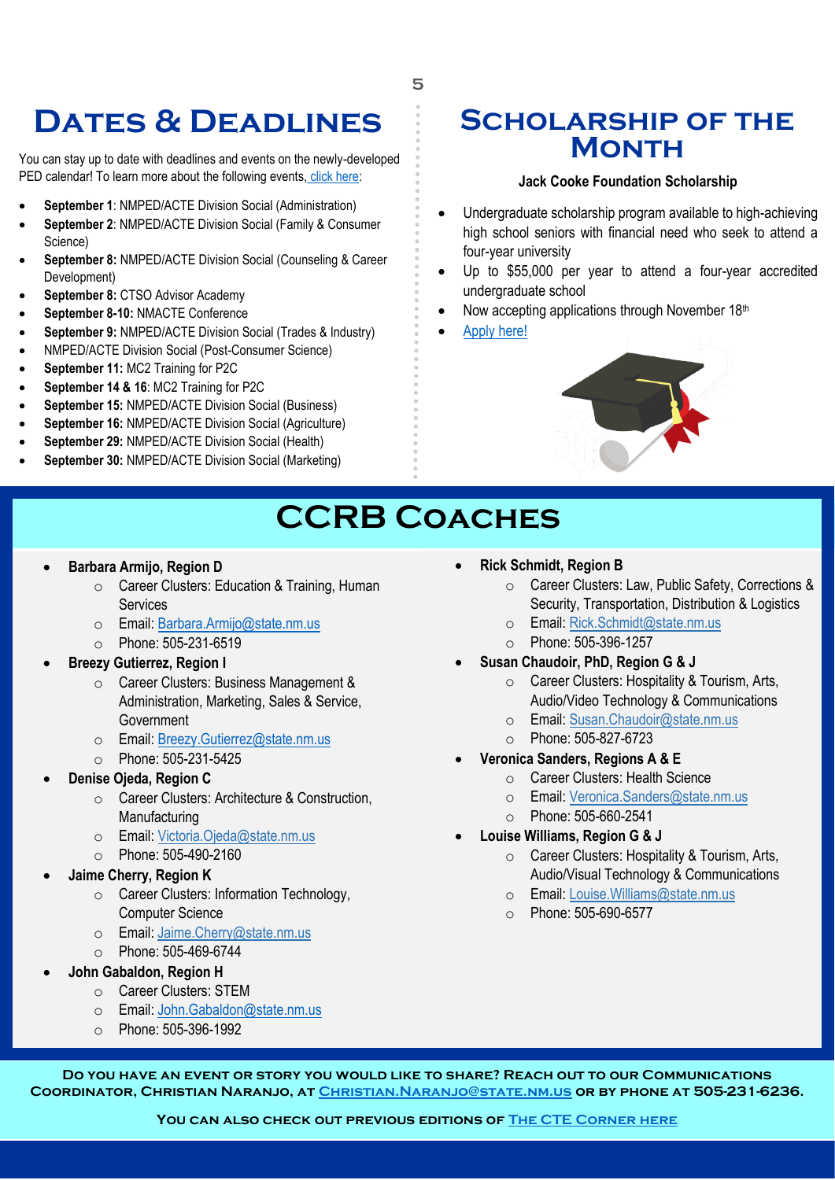# Dates & Deadlines

You can stay up to date with deadlines and events on the newly-developed PED calendar! To learn more about the following events, click here:

- **September 1**: NMPED/ACTE Division Social (Administration)
- **September 2**: NMPED/ACTE Division Social (Family & Consumer Science)
- **September 8:** NMPED/ACTE Division Social (Counseling & Career Development)
- **September 8:** CTSO Advisor Academy
- **September 8-10:** NMACTE Conference
- **September 9:** NMPED/ACTE Division Social (Trades & Industry)
- NMPED/ACTE Division Social (Post-Consumer Science)
- **September 11:** MC2 Training for P2C
- **September 14 & 16**: MC2 Training for P2C
- **September 15:** NMPED/ACTE Division Social (Business)
- **September 16:** NMPED/ACTE Division Social (Agriculture)
- **September 29:** NMPED/ACTE Division Social (Health)
- **September 30:** NMPED/ACTE Division Social (Marketing)

# Scholarship of the Month

**Jack Cooke Foundation Scholarship**

- Undergraduate scholarship program available to high-achieving high school seniors with financial need who seek to attend a four-year university
- Up to $55,000 per year to attend a four-year accredited undergraduate school
- Now accepting applications through November 18th
- Apply here!

# CCRB Coaches

- **Barbara Armijo, Region D**
  - Career Clusters: Education & Training, Human Services
  - Email: Barbara.Armijo@state.nm.us
  - Phone: 505-231-6519
- **Breezy Gutierrez, Region I**
  - Career Clusters: Business Management & Administration, Marketing, Sales & Service, Government
  - Email: Breezy.Gutierrez@state.nm.us
  - Phone: 505-231-5425
- **Denise Ojeda, Region C**
  - Career Clusters: Architecture & Construction, Manufacturing
  - Email: Victoria.Ojeda@state.nm.us
  - Phone: 505-490-2160
- **Jaime Cherry, Region K**
  - Career Clusters: Information Technology, Computer Science
  - Email: Jaime.Cherry@state.nm.us
  - Phone: 505-469-6744
- **John Gabaldon, Region H**
  - Career Clusters: STEM
  - Email: John.Gabaldon@state.nm.us
  - Phone: 505-396-1992
- **Rick Schmidt, Region B**
  - Career Clusters: Law, Public Safety, Corrections & Security, Transportation, Distribution & Logistics
  - Email: Rick.Schmidt@state.nm.us
  - Phone: 505-396-1257
- **Susan Chaudoir, PhD, Region G & J**
  - Career Clusters: Hospitality & Tourism, Arts, Audio/Video Technology & Communications
  - Email: Susan.Chaudoir@state.nm.us
  - Phone: 505-827-6723
- **Veronica Sanders, Regions A & E**
  - Career Clusters: Health Science
  - Email: Veronica.Sanders@state.nm.us
  - Phone: 505-660-2541
- **Louise Williams, Region G & J**
  - Career Clusters: Hospitality & Tourism, Arts, Audio/Visual Technology & Communications
  - Email: Louise.Williams@state.nm.us
  - Phone: 505-690-6577

**Do you have an event or story you would like to share? Reach out to our Communications Coordinator, Christian Naranjo, at Christian.Naranjo@state.nm.us or by phone at 505-231-6236.**

**You can also check out previous editions of The CTE Corner here**